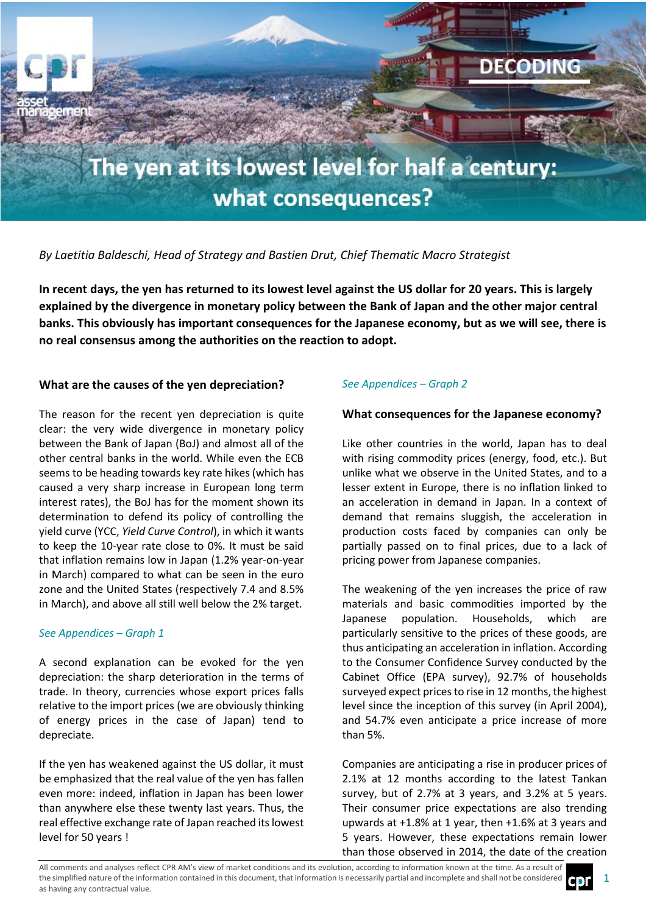DECODING

# The yen at its lowest level for half a century: what consequences?

*By Laetitia Baldeschi, Head of Strategy and Bastien Drut, Chief Thematic Macro Strategist*

**In recent days, the yen has returned to its lowest level against the US dollar for 20 years. This is largely explained by the divergence in monetary policy between the Bank of Japan and the other major central banks. This obviously has important consequences for the Japanese economy, but as we will see, there is no real consensus among the authorities on the reaction to adopt.**

## What are the causes of the yen depreciation?

The reason for the recent yen depreciation is quite clear: the very wide divergence in monetary policy between the Bank of Japan (BoJ) and almost all of the other central banks in the world. While even the ECB seems to be heading towards key rate hikes (which has caused a very sharp increase in European long term interest rates), the BoJ has for the moment shown its determination to defend its policy of controlling the yield curve (YCC, *Yield Curve Control*), in which it wants to keep the 10-year rate close to 0%. It must be said that inflation remains low in Japan (1.2% year-on-year in March) compared to what can be seen in the euro zone and the United States (respectively 7.4 and 8.5% in March), and above all still well below the 2% target.

*See Appendices – Graph 1*

A second explanation can be evoked for the yen depreciation: the sharp deterioration in the terms of trade. In theory, currencies whose export prices falls relative to the import prices (we are obviously thinking of energy prices in the case of Japan) tend to depreciate.

If the yen has weakened against the US dollar, it must be emphasized that the real value of the yen has fallen even more: indeed, inflation in Japan has been lower than anywhere else these twenty last years. Thus, the real effective exchange rate of Japan reached its lowest level for 50 years !

*See Appendices – Graph 2*

## What consequences for the Japanese economy?

Like other countries in the world, Japan has to deal with rising commodity prices (energy, food, etc.). But unlike what we observe in the United States, and to a lesser extent in Europe, there is no inflation linked to an acceleration in demand in Japan. In a context of demand that remains sluggish, the acceleration in production costs faced by companies can only be partially passed on to final prices, due to a lack of pricing power from Japanese companies.

The weakening of the yen increases the price of raw materials and basic commodities imported by the Japanese population. Households, which are particularly sensitive to the prices of these goods, are thus anticipating an acceleration in inflation. According to the Consumer Confidence Survey conducted by the Cabinet Office (EPA survey), 92.7% of households surveyed expect prices to rise in 12 months, the highest level since the inception of this survey (in April 2004), and 54.7% even anticipate a price increase of more than 5%.

Companies are anticipating a rise in producer prices of 2.1% at 12 months according to the latest Tankan survey, but of 2.7% at 3 years, and 3.2% at 5 years. Their consumer price expectations are also trending upwards at +1.8% at 1 year, then +1.6% at 3 years and 5 years. However, these expectations remain lower than those observed in 2014, the date of the creation

All comments and analyses reflect CPR AM's view of market conditions and its evolution, according to information known at the time. As a result of the simplified nature of the information contained in this document, that information is necessarily partial and incomplete and shall not be considered as having any contractual value.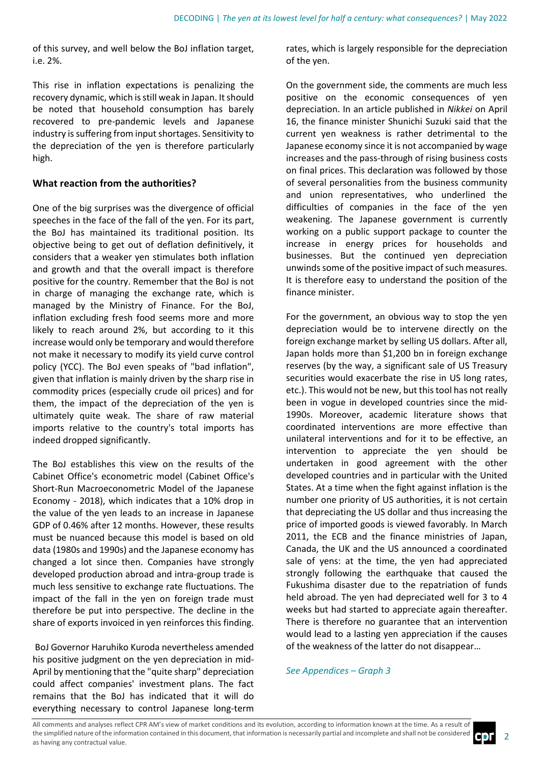of this survey, and well below the BoJ inflation target, i.e. 2%.

This rise in inflation expectations is penalizing the recovery dynamic, which is still weak in Japan. It should be noted that household consumption has barely recovered to pre-pandemic levels and Japanese industry is suffering from input shortages. Sensitivity to the depreciation of the yen is therefore particularly high.

### What reaction from the authorities?

One of the big surprises was the divergence of official speeches in the face of the fall of the yen. For its part, the BoJ has maintained its traditional position. Its objective being to get out of deflation definitively, it considers that a weaker yen stimulates both inflation and growth and that the overall impact is therefore positive for the country. Remember that the BoJ is not in charge of managing the exchange rate, which is managed by the Ministry of Finance. For the BoJ, inflation excluding fresh food seems more and more likely to reach around 2%, but according to it this increase would only be temporary and would therefore not make it necessary to modify its yield curve control policy (YCC). The BoJ even speaks of "bad inflation", given that inflation is mainly driven by the sharp rise in commodity prices (especially crude oil prices) and for them, the impact of the depreciation of the yen is ultimately quite weak. The share of raw material imports relative to the country's total imports has indeed dropped significantly.

The BoJ establishes this view on the results of the Cabinet Office's econometric model (Cabinet Office's Short-Run Macroeconometric Model of the Japanese Economy - 2018), which indicates that a 10% drop in the value of the yen leads to an increase in Japanese GDP of 0.46% after 12 months. However, these results must be nuanced because this model is based on old data (1980s and 1990s) and the Japanese economy has changed a lot since then. Companies have strongly developed production abroad and intra-group trade is much less sensitive to exchange rate fluctuations. The impact of the fall in the yen on foreign trade must therefore be put into perspective. The decline in the share of exports invoiced in yen reinforces this finding.

BoJ Governor Haruhiko Kuroda nevertheless amended his positive judgment on the yen depreciation in mid-April by mentioning that the "quite sharp" depreciation could affect companies' investment plans. The fact remains that the BoJ has indicated that it will do everything necessary to control Japanese long-term rates, which is largely responsible for the depreciation of the yen.

On the government side, the comments are much less positive on the economic consequences of yen depreciation. In an article published in *Nikkei* on April 16, the finance minister Shunichi Suzuki said that the current yen weakness is rather detrimental to the Japanese economy since it is not accompanied by wage increases and the pass-through of rising business costs on final prices. This declaration was followed by those of several personalities from the business community and union representatives, who underlined the difficulties of companies in the face of the yen weakening. The Japanese government is currently working on a public support package to counter the increase in energy prices for households and businesses. But the continued yen depreciation unwinds some of the positive impact of such measures. It is therefore easy to understand the position of the finance minister.

For the government, an obvious way to stop the yen depreciation would be to intervene directly on the foreign exchange market by selling US dollars. After all, Japan holds more than $1,200 bn in foreign exchange reserves (by the way, a significant sale of US Treasury securities would exacerbate the rise in US long rates, etc.). This would not be new, but this tool has not really been in vogue in developed countries since the mid-1990s. Moreover, academic literature shows that coordinated interventions are more effective than unilateral interventions and for it to be effective, an intervention to appreciate the yen should be undertaken in good agreement with the other developed countries and in particular with the United States. At a time when the fight against inflation is the number one priority of US authorities, it is not certain that depreciating the US dollar and thus increasing the price of imported goods is viewed favorably. In March 2011, the ECB and the finance ministries of Japan, Canada, the UK and the US announced a coordinated sale of yens: at the time, the yen had appreciated strongly following the earthquake that caused the Fukushima disaster due to the repatriation of funds held abroad. The yen had depreciated well for 3 to 4 weeks but had started to appreciate again thereafter. There is therefore no guarantee that an intervention would lead to a lasting yen appreciation if the causes of the weakness of the latter do not disappear…

*See Appendices – Graph 3*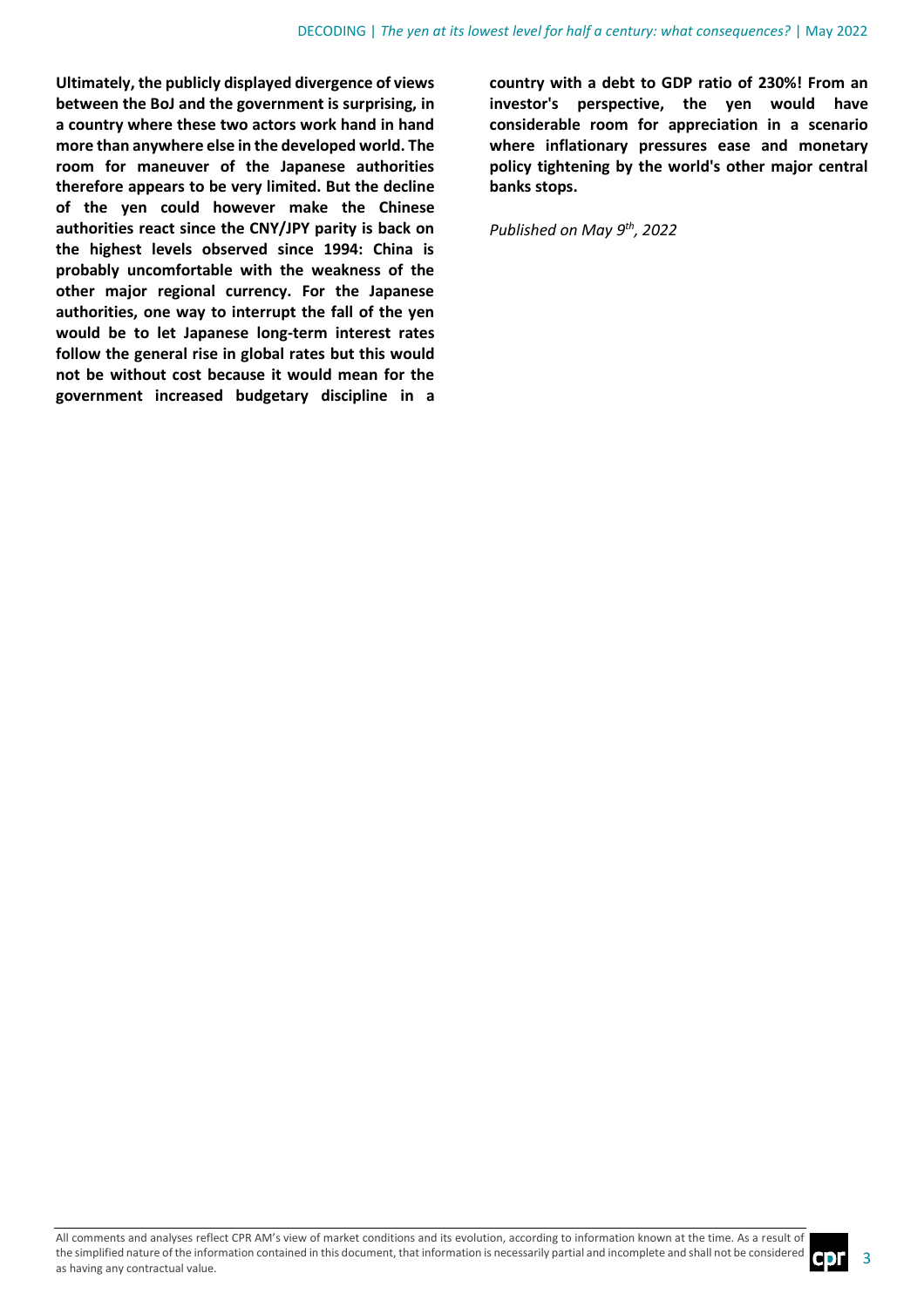**Ultimately, the publicly displayed divergence of views between the BoJ and the government is surprising, in a country where these two actors work hand in hand more than anywhere else in the developed world. The room for maneuver of the Japanese authorities therefore appears to be very limited. But the decline of the yen could however make the Chinese authorities react since the CNY/JPY parity is back on the highest levels observed since 1994: China is probably uncomfortable with the weakness of the other major regional currency. For the Japanese authorities, one way to interrupt the fall of the yen would be to let Japanese long-term interest rates follow the general rise in global rates but this would not be without cost because it would mean for the government increased budgetary discipline in a country with a debt to GDP ratio of 230%! From an investor's perspective, the yen would have considerable room for appreciation in a scenario where inflationary pressures ease and monetary policy tightening by the world's other major central banks stops.**

*Published on May 9th, 2022*

All comments and analyses reflect CPR AM's view of market conditions and its evolution, according to information known at the time. As a result of the simplified nature of the information contained in this document, that information is necessarily partial and incomplete and shall not be considered as having any contractual value.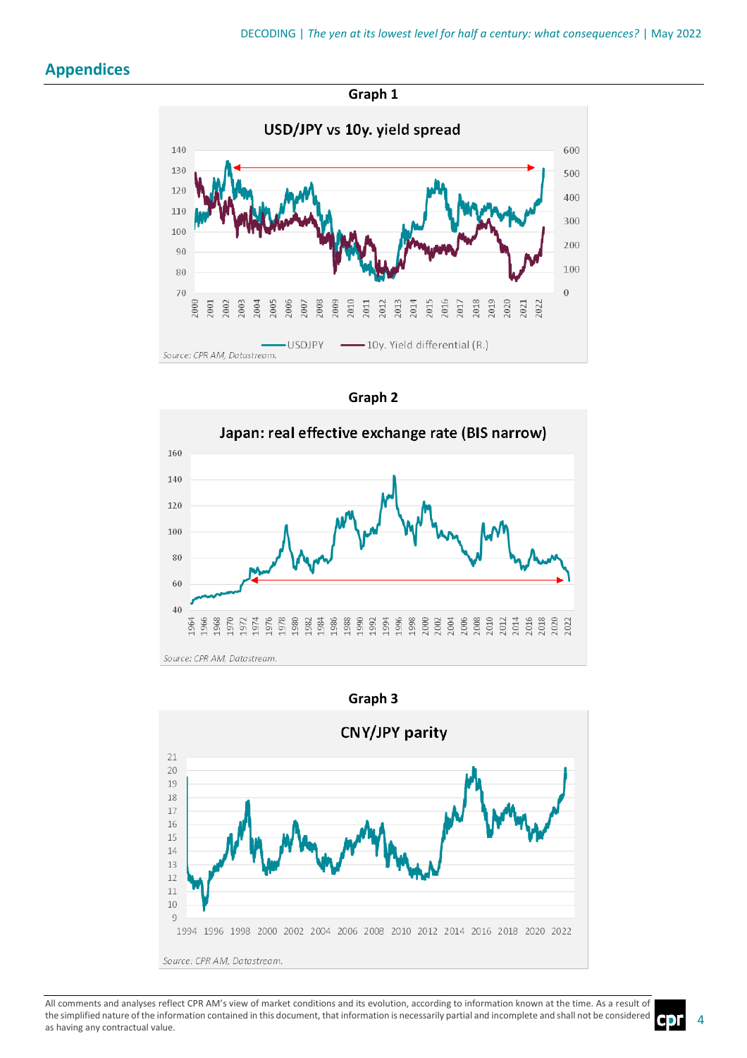## Appendices

**Graph 1**

USD/JPY vs 10y. yield spread

Source: CPR AM, Datastream.

**Graph 2**

Japan: real effective exchange rate (BIS narrow)

Source: CPR AM, Datastream.

**Graph 3**

CNY/JPY parity

Source: CPR AM, Datastream.

All comments and analyses reflect CPR AM's view of market conditions and its evolution, according to information known at the time. As a result of the simplified nature of the information contained in this document, that information is necessarily partial and incomplete and shall not be considered as having any contractual value.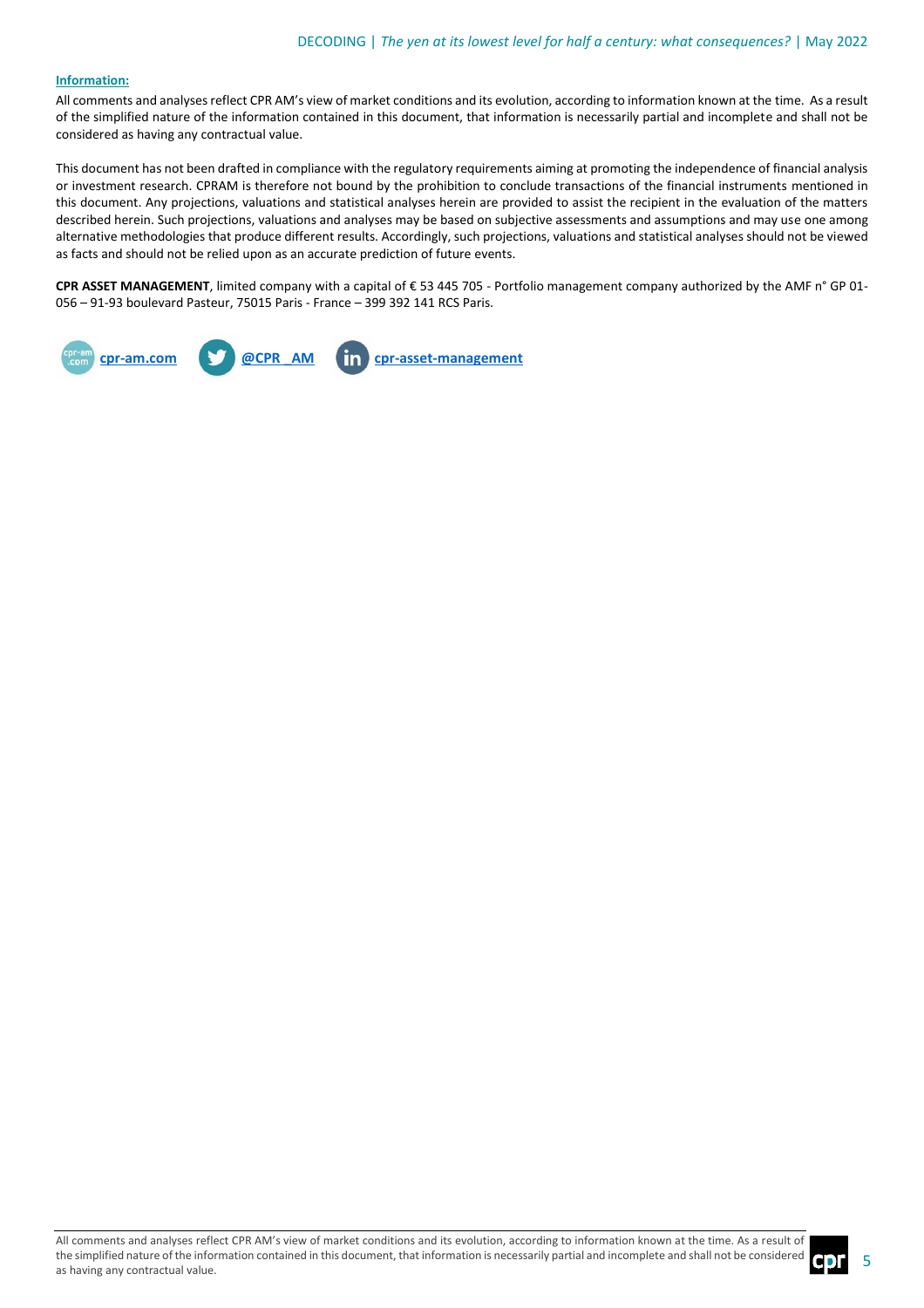**Information:**

All comments and analyses reflect CPR AM's view of market conditions and its evolution, according to information known at the time. As a result of the simplified nature of the information contained in this document, that information is necessarily partial and incomplete and shall not be considered as having any contractual value.

This document has not been drafted in compliance with the regulatory requirements aiming at promoting the independence of financial analysis or investment research. CPRAM is therefore not bound by the prohibition to conclude transactions of the financial instruments mentioned in this document. Any projections, valuations and statistical analyses herein are provided to assist the recipient in the evaluation of the matters described herein. Such projections, valuations and analyses may be based on subjective assessments and assumptions and may use one among alternative methodologies that produce different results. Accordingly, such projections, valuations and statistical analyses should not be viewed as facts and should not be relied upon as an accurate prediction of future events.

**CPR ASSET MANAGEMENT**, limited company with a capital of € 53 445 705 - Portfolio management company authorized by the AMF n° GP 01-056 – 91-93 boulevard Pasteur, 75015 Paris - France – 399 392 141 RCS Paris.

**cpr-am.com** **@CPR_AM** **cpr-asset-management**